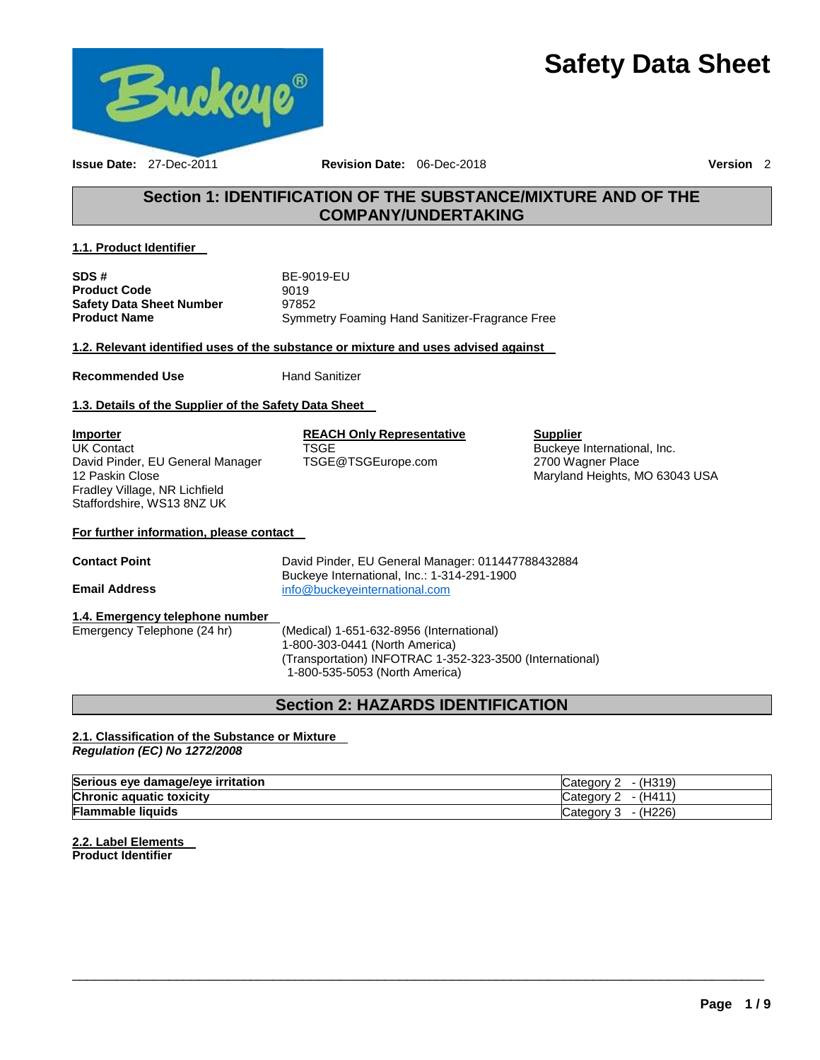# Safety Data Sheet

**Issue Date:** 27-Dec-2011 **Revision Date:** 06-Dec-2018 **Version** 2

## Section 1: IDENTIFICATION OF THE SUBSTANCE/MIXTURE AND OF THE COMPANY/UNDERTAKING

### 1.1. Product Identifier

| | |
|---|---|
| **SDS #** | BE-9019-EU |
| **Product Code** | 9019 |
| **Safety Data Sheet Number** | 97852 |
| **Product Name** | Symmetry Foaming Hand Sanitizer-Fragrance Free |

### 1.2. Relevant identified uses of the substance or mixture and uses advised against

**Recommended Use** Hand Sanitizer

### 1.3. Details of the Supplier of the Safety Data Sheet

**Importer**
UK Contact
David Pinder, EU General Manager
12 Paskin Close
Fradley Village, NR Lichfield
Staffordshire, WS13 8NZ UK

**REACH Only Representative**
TSGE
TSGE@TSGEurope.com

**Supplier**
Buckeye International, Inc.
2700 Wagner Place
Maryland Heights, MO 63043 USA

**For further information, please contact**

**Contact Point** David Pinder, EU General Manager: 011447788432884
Buckeye International, Inc.: 1-314-291-1900

**Email Address** info@buckeyeinternational.com

### 1.4. Emergency telephone number

Emergency Telephone (24 hr) (Medical) 1-651-632-8956 (International)
1-800-303-0441 (North America)
(Transportation) INFOTRAC 1-352-323-3500 (International)
1-800-535-5053 (North America)

## Section 2: HAZARDS IDENTIFICATION

### 2.1. Classification of the Substance or Mixture

***Regulation (EC) No 1272/2008***

| | |
|---|---|
| **Serious eye damage/eye irritation** | Category 2 - (H319) |
| **Chronic aquatic toxicity** | Category 2 - (H411) |
| **Flammable liquids** | Category 3 - (H226) |

### 2.2. Label Elements

**Product Identifier**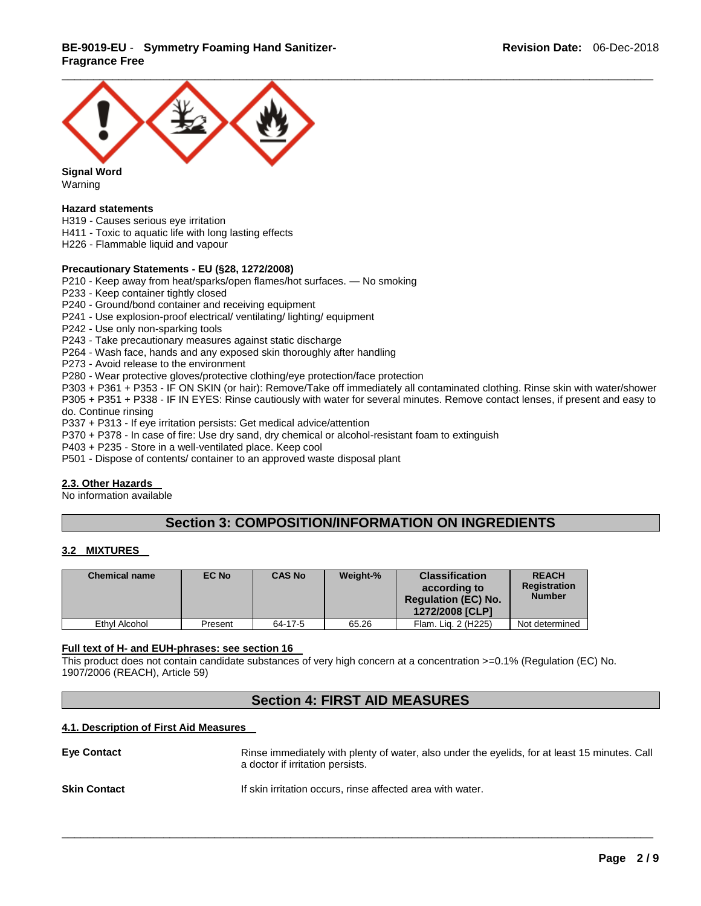**Signal Word**
Warning

**Hazard statements**
H319 - Causes serious eye irritation
H411 - Toxic to aquatic life with long lasting effects
H226 - Flammable liquid and vapour

**Precautionary Statements - EU (§28, 1272/2008)**
P210 - Keep away from heat/sparks/open flames/hot surfaces. — No smoking
P233 - Keep container tightly closed
P240 - Ground/bond container and receiving equipment
P241 - Use explosion-proof electrical/ ventilating/ lighting/ equipment
P242 - Use only non-sparking tools
P243 - Take precautionary measures against static discharge
P264 - Wash face, hands and any exposed skin thoroughly after handling
P273 - Avoid release to the environment
P280 - Wear protective gloves/protective clothing/eye protection/face protection
P303 + P361 + P353 - IF ON SKIN (or hair): Remove/Take off immediately all contaminated clothing. Rinse skin with water/shower
P305 + P351 + P338 - IF IN EYES: Rinse cautiously with water for several minutes. Remove contact lenses, if present and easy to do. Continue rinsing
P337 + P313 - If eye irritation persists: Get medical advice/attention
P370 + P378 - In case of fire: Use dry sand, dry chemical or alcohol-resistant foam to extinguish
P403 + P235 - Store in a well-ventilated place. Keep cool
P501 - Dispose of contents/ container to an approved waste disposal plant

### 2.3. Other Hazards

No information available

## Section 3: COMPOSITION/INFORMATION ON INGREDIENTS

### 3.2 MIXTURES

| Chemical name | EC No | CAS No | Weight-% | Classification according to Regulation (EC) No. 1272/2008 [CLP] | REACH Registration Number |
|---|---|---|---|---|---|
| Ethyl Alcohol | Present | 64-17-5 | 65.26 | Flam. Liq. 2 (H225) | Not determined |

**Full text of H- and EUH-phrases: see section 16**

This product does not contain candidate substances of very high concern at a concentration >=0.1% (Regulation (EC) No. 1907/2006 (REACH), Article 59)

## Section 4: FIRST AID MEASURES

### 4.1. Description of First Aid Measures

**Eye Contact** Rinse immediately with plenty of water, also under the eyelids, for at least 15 minutes. Call a doctor if irritation persists.

**Skin Contact** If skin irritation occurs, rinse affected area with water.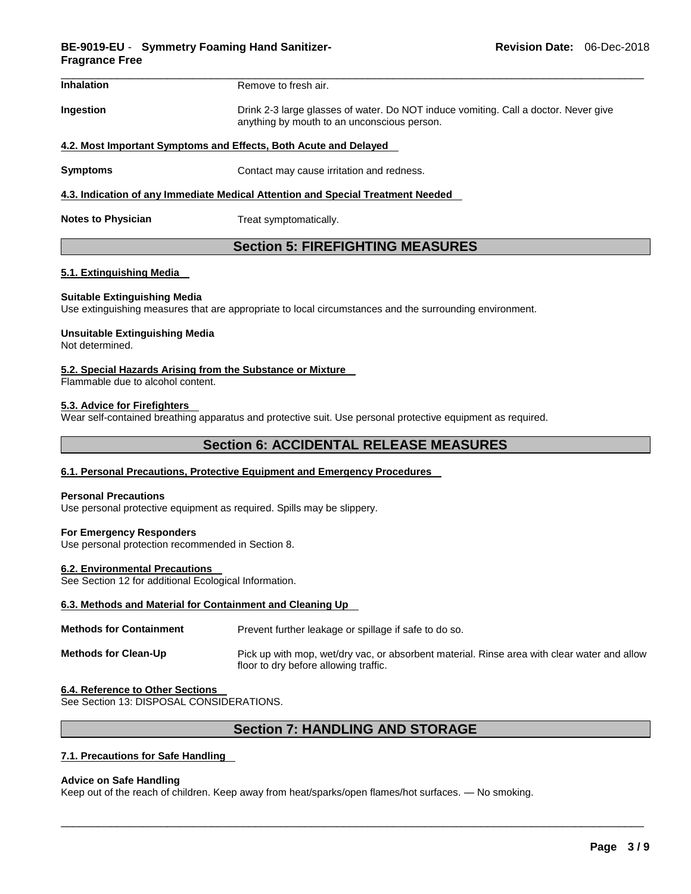**Inhalation** Remove to fresh air.

**Ingestion** Drink 2-3 large glasses of water. Do NOT induce vomiting. Call a doctor. Never give anything by mouth to an unconscious person.

### 4.2. Most Important Symptoms and Effects, Both Acute and Delayed

**Symptoms** Contact may cause irritation and redness.

### 4.3. Indication of any Immediate Medical Attention and Special Treatment Needed

**Notes to Physician** Treat symptomatically.

## Section 5: FIREFIGHTING MEASURES

### 5.1. Extinguishing Media

**Suitable Extinguishing Media**
Use extinguishing measures that are appropriate to local circumstances and the surrounding environment.

**Unsuitable Extinguishing Media**
Not determined.

### 5.2. Special Hazards Arising from the Substance or Mixture

Flammable due to alcohol content.

### 5.3. Advice for Firefighters

Wear self-contained breathing apparatus and protective suit. Use personal protective equipment as required.

## Section 6: ACCIDENTAL RELEASE MEASURES

### 6.1. Personal Precautions, Protective Equipment and Emergency Procedures

**Personal Precautions**
Use personal protective equipment as required. Spills may be slippery.

**For Emergency Responders**
Use personal protection recommended in Section 8.

### 6.2. Environmental Precautions

See Section 12 for additional Ecological Information.

### 6.3. Methods and Material for Containment and Cleaning Up

**Methods for Containment** Prevent further leakage or spillage if safe to do so.

**Methods for Clean-Up** Pick up with mop, wet/dry vac, or absorbent material. Rinse area with clear water and allow floor to dry before allowing traffic.

### 6.4. Reference to Other Sections

See Section 13: DISPOSAL CONSIDERATIONS.

## Section 7: HANDLING AND STORAGE

### 7.1. Precautions for Safe Handling

**Advice on Safe Handling**
Keep out of the reach of children. Keep away from heat/sparks/open flames/hot surfaces. — No smoking.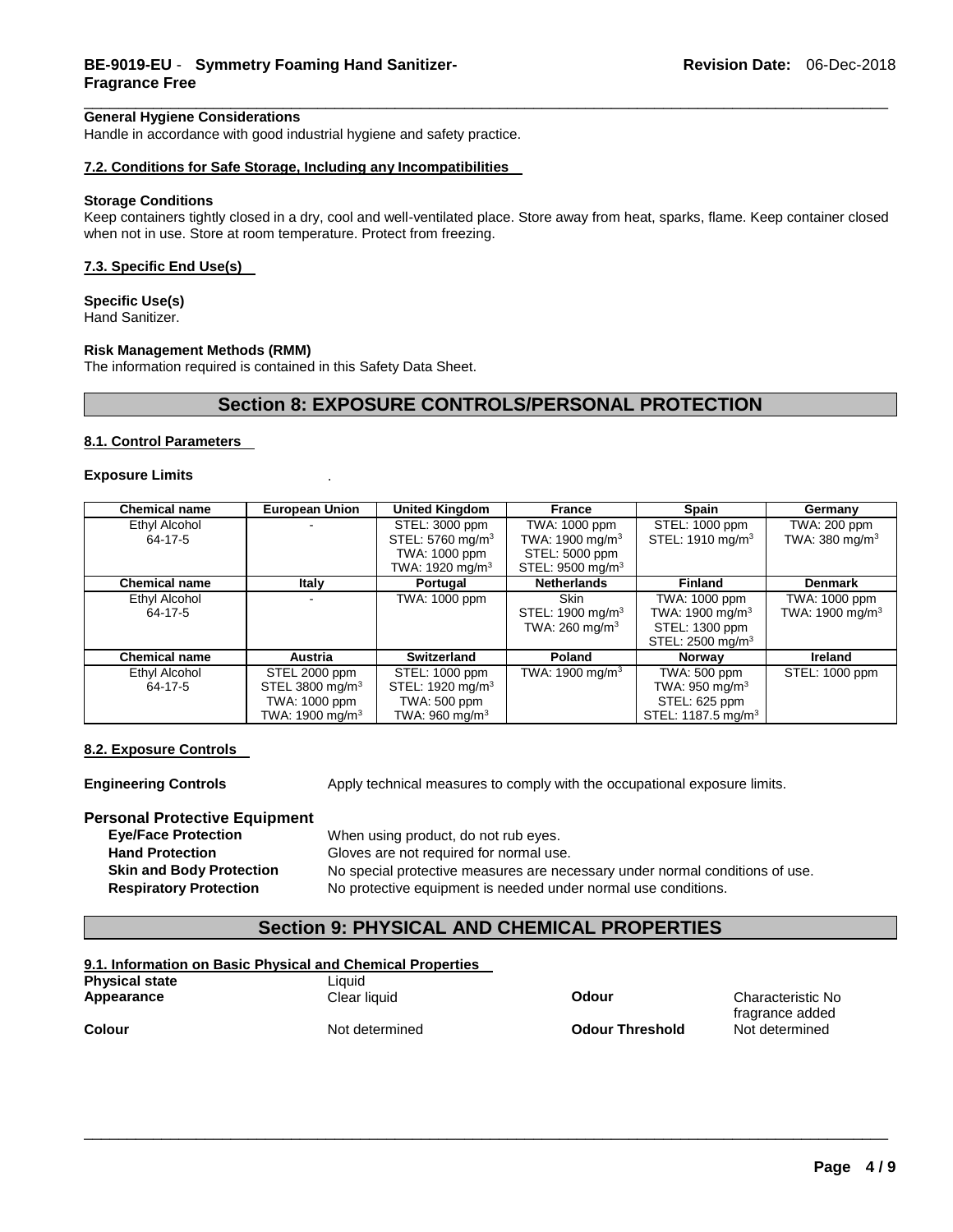**General Hygiene Considerations**
Handle in accordance with good industrial hygiene and safety practice.

### 7.2. Conditions for Safe Storage, Including any Incompatibilities

**Storage Conditions**
Keep containers tightly closed in a dry, cool and well-ventilated place. Store away from heat, sparks, flame. Keep container closed when not in use. Store at room temperature. Protect from freezing.

### 7.3. Specific End Use(s)

**Specific Use(s)**
Hand Sanitizer.

**Risk Management Methods (RMM)**
The information required is contained in this Safety Data Sheet.

## Section 8: EXPOSURE CONTROLS/PERSONAL PROTECTION

### 8.1. Control Parameters

**Exposure Limits** .

| Chemical name | European Union | United Kingdom | France | Spain | Germany |
|---|---|---|---|---|---|
| Ethyl Alcohol 64-17-5 | - | STEL: 3000 ppm STEL: 5760 mg/m$^3$ TWA: 1000 ppm TWA: 1920 mg/m$^3$ | TWA: 1000 ppm TWA: 1900 mg/m$^3$ STEL: 5000 ppm STEL: 9500 mg/m$^3$ | STEL: 1000 ppm STEL: 1910 mg/m$^3$ | TWA: 200 ppm TWA: 380 mg/m$^3$ |
| **Chemical name** | **Italy** | **Portugal** | **Netherlands** | **Finland** | **Denmark** |
| Ethyl Alcohol 64-17-5 | - | TWA: 1000 ppm | Skin STEL: 1900 mg/m$^3$ TWA: 260 mg/m$^3$ | TWA: 1000 ppm TWA: 1900 mg/m$^3$ STEL: 1300 ppm STEL: 2500 mg/m$^3$ | TWA: 1000 ppm TWA: 1900 mg/m$^3$ |
| **Chemical name** | **Austria** | **Switzerland** | **Poland** | **Norway** | **Ireland** |
| Ethyl Alcohol 64-17-5 | STEL 2000 ppm STEL 3800 mg/m$^3$ TWA: 1000 ppm TWA: 1900 mg/m$^3$ | STEL: 1000 ppm STEL: 1920 mg/m$^3$ TWA: 500 ppm TWA: 960 mg/m$^3$ | TWA: 1900 mg/m$^3$ | TWA: 500 ppm TWA: 950 mg/m$^3$ STEL: 625 ppm STEL: 1187.5 mg/m$^3$ | STEL: 1000 ppm |

### 8.2. Exposure Controls

**Engineering Controls** Apply technical measures to comply with the occupational exposure limits.

**Personal Protective Equipment**

- **Eye/Face Protection** When using product, do not rub eyes.
- **Hand Protection** Gloves are not required for normal use.
- **Skin and Body Protection** No special protective measures are necessary under normal conditions of use.
- **Respiratory Protection** No protective equipment is needed under normal use conditions.

## Section 9: PHYSICAL AND CHEMICAL PROPERTIES

### 9.1. Information on Basic Physical and Chemical Properties

**Physical state** Liquid

**Appearance** Clear liquid

**Odour** Characteristic No fragrance added

**Colour** Not determined

**Odour Threshold** Not determined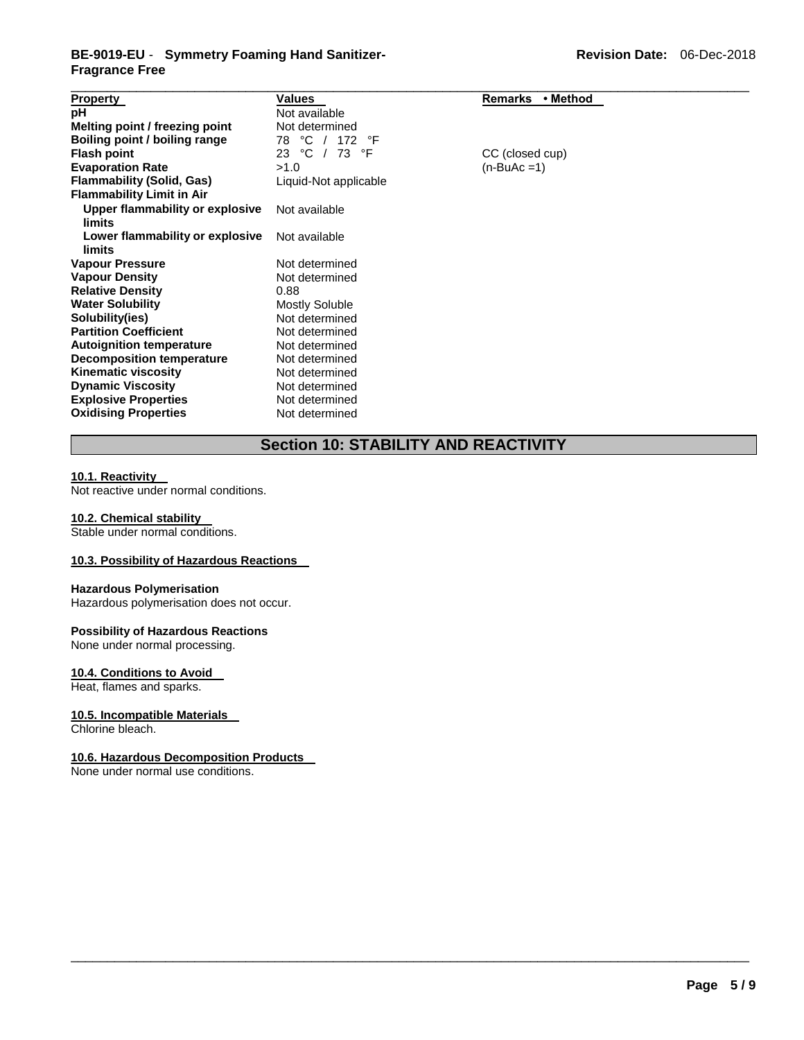| Property | Values | Remarks • Method |
|---|---|---|
| **pH** | Not available | |
| **Melting point / freezing point** | Not determined | |
| **Boiling point / boiling range** | 78 °C / 172 °F | |
| **Flash point** | 23 °C / 73 °F | CC (closed cup) |
| **Evaporation Rate** | >1.0 | (n-BuAc =1) |
| **Flammability (Solid, Gas)** | Liquid-Not applicable | |
| **Flammability Limit in Air** | | |
| **Upper flammability or explosive limits** | Not available | |
| **Lower flammability or explosive limits** | Not available | |
| **Vapour Pressure** | Not determined | |
| **Vapour Density** | Not determined | |
| **Relative Density** | 0.88 | |
| **Water Solubility** | Mostly Soluble | |
| **Solubility(ies)** | Not determined | |
| **Partition Coefficient** | Not determined | |
| **Autoignition temperature** | Not determined | |
| **Decomposition temperature** | Not determined | |
| **Kinematic viscosity** | Not determined | |
| **Dynamic Viscosity** | Not determined | |
| **Explosive Properties** | Not determined | |
| **Oxidising Properties** | Not determined | |

## Section 10: STABILITY AND REACTIVITY

**10.1. Reactivity**

Not reactive under normal conditions.

**10.2. Chemical stability**

Stable under normal conditions.

**10.3. Possibility of Hazardous Reactions**

**Hazardous Polymerisation**

Hazardous polymerisation does not occur.

**Possibility of Hazardous Reactions**

None under normal processing.

**10.4. Conditions to Avoid**

Heat, flames and sparks.

**10.5. Incompatible Materials**

Chlorine bleach.

**10.6. Hazardous Decomposition Products**

None under normal use conditions.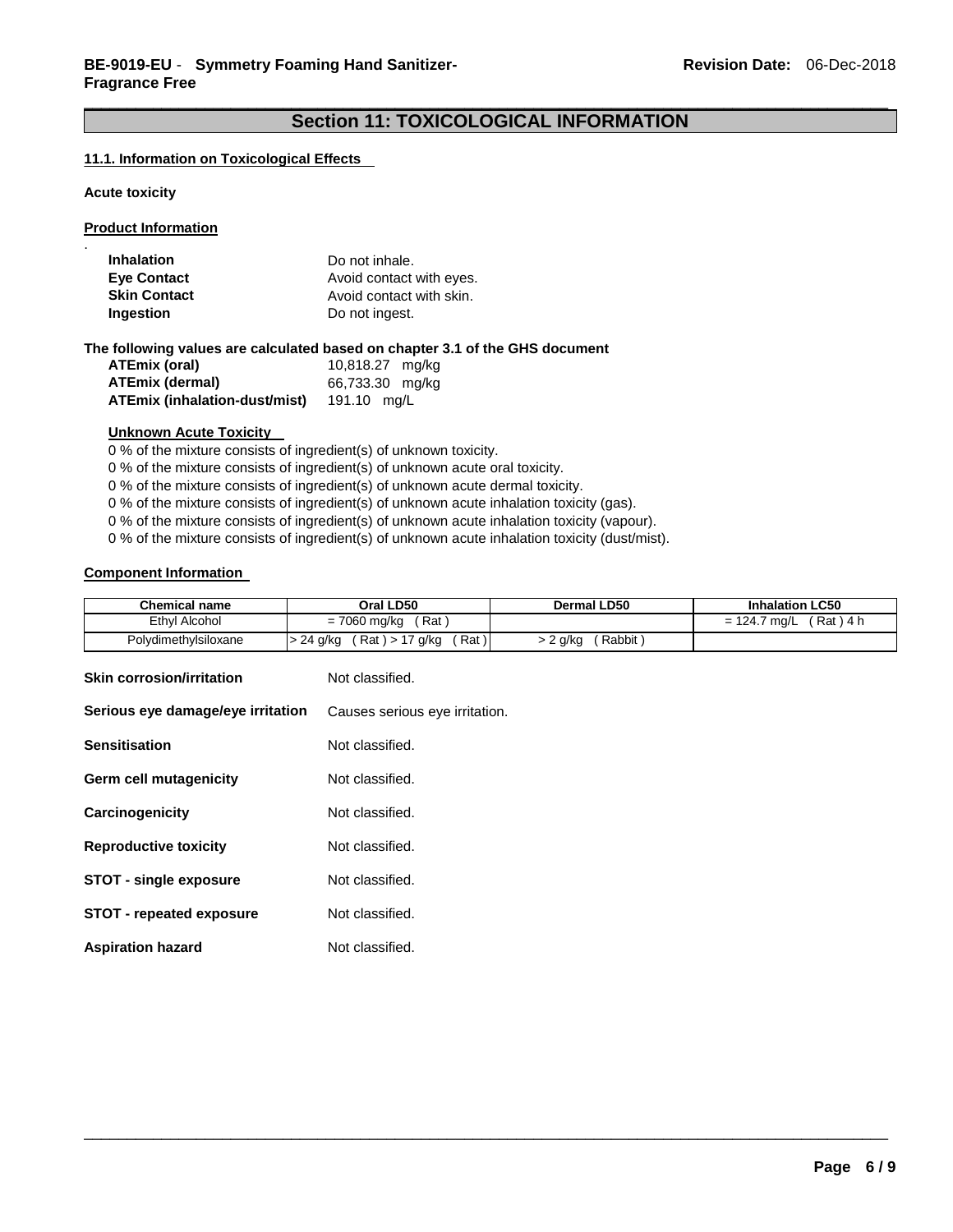## Section 11: TOXICOLOGICAL INFORMATION

### 11.1. Information on Toxicological Effects

**Acute toxicity**

**Product Information**

| | |
|---|---|
| **Inhalation** | Do not inhale. |
| **Eye Contact** | Avoid contact with eyes. |
| **Skin Contact** | Avoid contact with skin. |
| **Ingestion** | Do not ingest. |

**The following values are calculated based on chapter 3.1 of the GHS document**

| | |
|---|---|
| **ATEmix (oral)** | 10,818.27 mg/kg |
| **ATEmix (dermal)** | 66,733.30 mg/kg |
| **ATEmix (inhalation-dust/mist)** | 191.10 mg/L |

**Unknown Acute Toxicity**

0 % of the mixture consists of ingredient(s) of unknown toxicity.
0 % of the mixture consists of ingredient(s) of unknown acute oral toxicity.
0 % of the mixture consists of ingredient(s) of unknown acute dermal toxicity.
0 % of the mixture consists of ingredient(s) of unknown acute inhalation toxicity (gas).
0 % of the mixture consists of ingredient(s) of unknown acute inhalation toxicity (vapour).
0 % of the mixture consists of ingredient(s) of unknown acute inhalation toxicity (dust/mist).

**Component Information**

| Chemical name | Oral LD50 | Dermal LD50 | Inhalation LC50 |
|---|---|---|---|
| Ethyl Alcohol | = 7060 mg/kg ( Rat ) | | = 124.7 mg/L ( Rat ) 4 h |
| Polydimethylsiloxane | > 24 g/kg ( Rat ) > 17 g/kg ( Rat ) | > 2 g/kg ( Rabbit ) | |

| | |
|---|---|
| **Skin corrosion/irritation** | Not classified. |
| **Serious eye damage/eye irritation** | Causes serious eye irritation. |
| **Sensitisation** | Not classified. |
| **Germ cell mutagenicity** | Not classified. |
| **Carcinogenicity** | Not classified. |
| **Reproductive toxicity** | Not classified. |
| **STOT - single exposure** | Not classified. |
| **STOT - repeated exposure** | Not classified. |
| **Aspiration hazard** | Not classified. |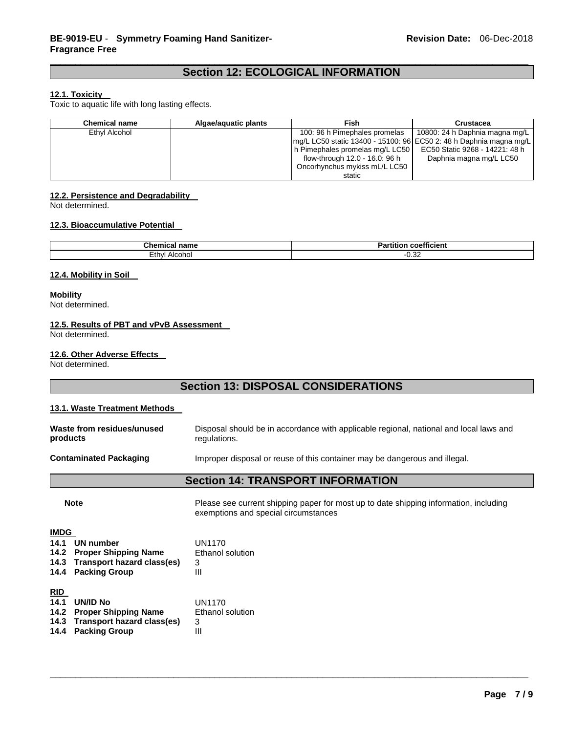## Section 12: ECOLOGICAL INFORMATION

### 12.1. Toxicity

Toxic to aquatic life with long lasting effects.

| Chemical name | Algae/aquatic plants | Fish | Crustacea |
|---|---|---|---|
| Ethyl Alcohol | | 100: 96 h Pimephales promelas mg/L LC50 static 13400 - 15100: 96 h Pimephales promelas mg/L LC50 flow-through 12.0 - 16.0: 96 h Oncorhynchus mykiss mL/L LC50 static | 10800: 24 h Daphnia magna mg/L EC50 2: 48 h Daphnia magna mg/L EC50 Static 9268 - 14221: 48 h Daphnia magna mg/L LC50 |

### 12.2. Persistence and Degradability

Not determined.

### 12.3. Bioaccumulative Potential

| Chemical name | Partition coefficient |
|---|---|
| Ethyl Alcohol | -0.32 |

### 12.4. Mobility in Soil

**Mobility**

Not determined.

### 12.5. Results of PBT and vPvB Assessment

Not determined.

### 12.6. Other Adverse Effects

Not determined.

## Section 13: DISPOSAL CONSIDERATIONS

### 13.1. Waste Treatment Methods

**Waste from residues/unused products**: Disposal should be in accordance with applicable regional, national and local laws and regulations.

**Contaminated Packaging**: Improper disposal or reuse of this container may be dangerous and illegal.

## Section 14: TRANSPORT INFORMATION

**Note**: Please see current shipping paper for most up to date shipping information, including exemptions and special circumstances

**IMDG**

| | |
|---|---|
| **14.1 UN number** | UN1170 |
| **14.2 Proper Shipping Name** | Ethanol solution |
| **14.3 Transport hazard class(es)** | 3 |
| **14.4 Packing Group** | III |

**RID**

| | |
|---|---|
| **14.1 UN/ID No** | UN1170 |
| **14.2 Proper Shipping Name** | Ethanol solution |
| **14.3 Transport hazard class(es)** | 3 |
| **14.4 Packing Group** | III |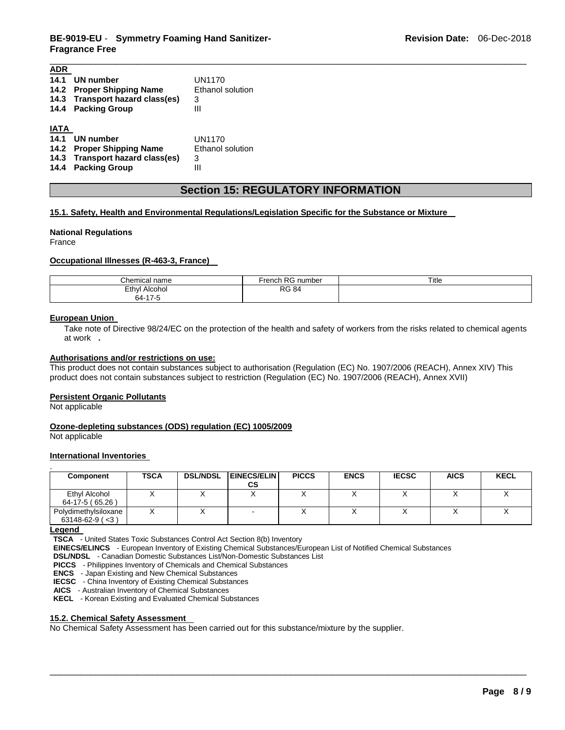**ADR**

**14.1 UN number** UN1170
**14.2 Proper Shipping Name** Ethanol solution
**14.3 Transport hazard class(es)** 3
**14.4 Packing Group** III

**IATA**

**14.1 UN number** UN1170
**14.2 Proper Shipping Name** Ethanol solution
**14.3 Transport hazard class(es)** 3
**14.4 Packing Group** III

## Section 15: REGULATORY INFORMATION

### 15.1. Safety, Health and Environmental Regulations/Legislation Specific for the Substance or Mixture

**National Regulations**
France

**Occupational Illnesses (R-463-3, France)**

| Chemical name | French RG number | Title |
|---|---|---|
| Ethyl Alcohol 64-17-5 | RG 84 | |

**European Union**

Take note of Directive 98/24/EC on the protection of the health and safety of workers from the risks related to chemical agents at work .

**Authorisations and/or restrictions on use:**
This product does not contain substances subject to authorisation (Regulation (EC) No. 1907/2006 (REACH), Annex XIV) This product does not contain substances subject to restriction (Regulation (EC) No. 1907/2006 (REACH), Annex XVII)

**Persistent Organic Pollutants**
Not applicable

**Ozone-depleting substances (ODS) regulation (EC) 1005/2009**
Not applicable

**International Inventories**

| Component | TSCA | DSL/NDSL | EINECS/ELINCS | PICCS | ENCS | IECSC | AICS | KECL |
|---|---|---|---|---|---|---|---|---|
| Ethyl Alcohol 64-17-5 ( 65.26 ) | X | X | X | X | X | X | X | X |
| Polydimethylsiloxane 63148-62-9 ( <3 ) | X | X | - | X | X | X | X | X |

**Legend**

**TSCA** - United States Toxic Substances Control Act Section 8(b) Inventory
**EINECS/ELINCS** - European Inventory of Existing Chemical Substances/European List of Notified Chemical Substances
**DSL/NDSL** - Canadian Domestic Substances List/Non-Domestic Substances List
**PICCS** - Philippines Inventory of Chemicals and Chemical Substances
**ENCS** - Japan Existing and New Chemical Substances
**IECSC** - China Inventory of Existing Chemical Substances
**AICS** - Australian Inventory of Chemical Substances
**KECL** - Korean Existing and Evaluated Chemical Substances

### 15.2. Chemical Safety Assessment

No Chemical Safety Assessment has been carried out for this substance/mixture by the supplier.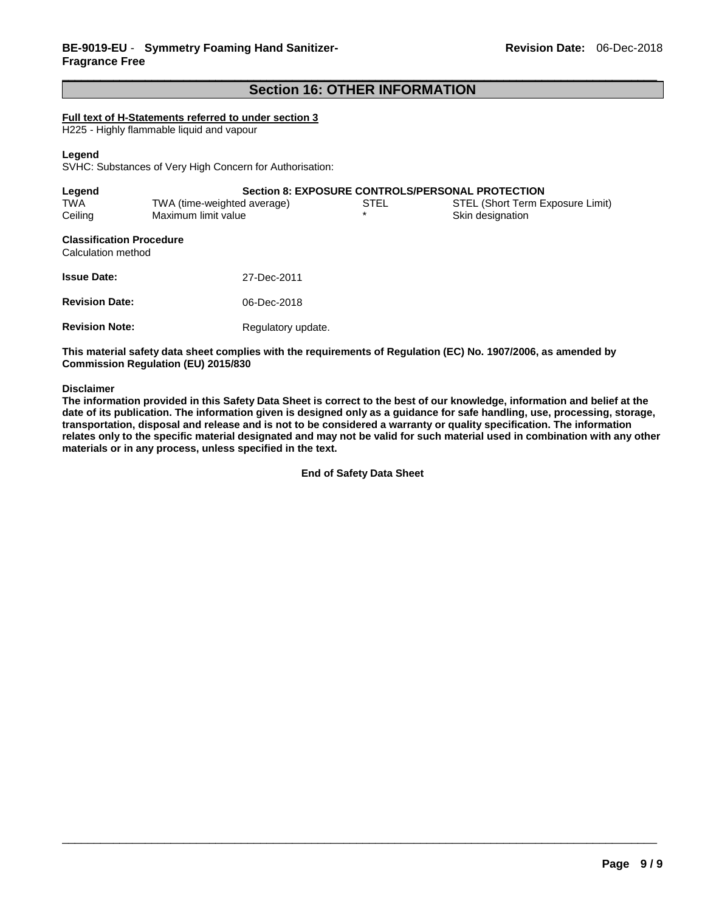## Section 16: OTHER INFORMATION

**Full text of H-Statements referred to under section 3**

H225 - Highly flammable liquid and vapour

**Legend**

SVHC: Substances of Very High Concern for Authorisation:

**Legend** — **Section 8: EXPOSURE CONTROLS/PERSONAL PROTECTION**

| | | | |
|---|---|---|---|
| TWA | TWA (time-weighted average) | STEL | STEL (Short Term Exposure Limit) |
| Ceiling | Maximum limit value | * | Skin designation |

**Classification Procedure**

Calculation method

**Issue Date:** 27-Dec-2011

**Revision Date:** 06-Dec-2018

**Revision Note:** Regulatory update.

**This material safety data sheet complies with the requirements of Regulation (EC) No. 1907/2006, as amended by Commission Regulation (EU) 2015/830**

**Disclaimer**

**The information provided in this Safety Data Sheet is correct to the best of our knowledge, information and belief at the date of its publication. The information given is designed only as a guidance for safe handling, use, processing, storage, transportation, disposal and release and is not to be considered a warranty or quality specification. The information relates only to the specific material designated and may not be valid for such material used in combination with any other materials or in any process, unless specified in the text.**

**End of Safety Data Sheet**